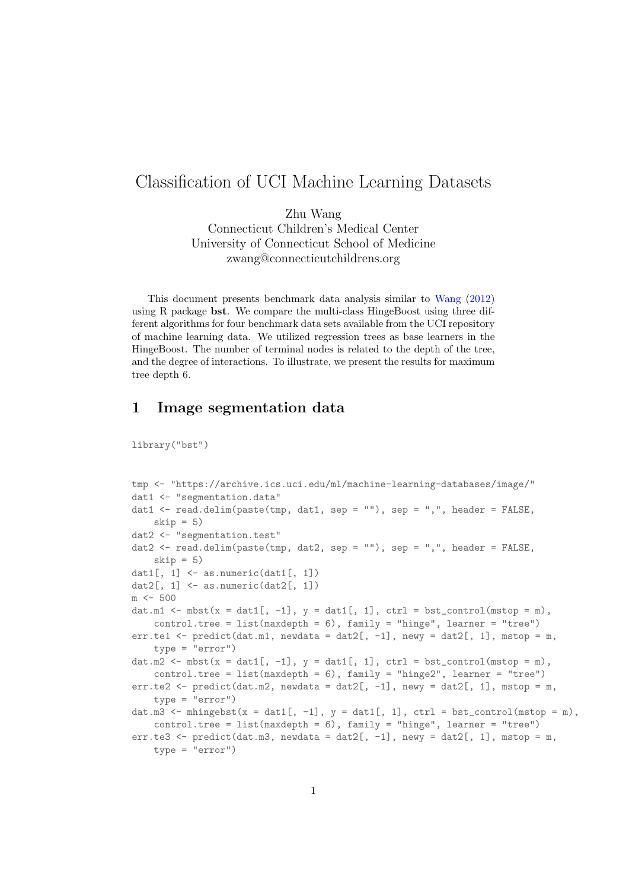# Classification of UCI Machine Learning Datasets

Zhu Wang
Connecticut Children's Medical Center
University of Connecticut School of Medicine
zwang@connecticutchildrens.org

This document presents benchmark data analysis similar to Wang (2012) using R package **bst**. We compare the multi-class HingeBoost using three different algorithms for four benchmark data sets available from the UCI repository of machine learning data. We utilized regression trees as base learners in the HingeBoost. The number of terminal nodes is related to the depth of the tree, and the degree of interactions. To illustrate, we present the results for maximum tree depth 6.

## 1 Image segmentation data

```
library("bst")
```

```
tmp <- "https://archive.ics.uci.edu/ml/machine-learning-databases/image/"
dat1 <- "segmentation.data"
dat1 <- read.delim(paste(tmp, dat1, sep = ""), sep = ",", header = FALSE,
    skip = 5)
dat2 <- "segmentation.test"
dat2 <- read.delim(paste(tmp, dat2, sep = ""), sep = ",", header = FALSE,
    skip = 5)
dat1[, 1] <- as.numeric(dat1[, 1])
dat2[, 1] <- as.numeric(dat2[, 1])
m <- 500
dat.m1 <- mbst(x = dat1[, -1], y = dat1[, 1], ctrl = bst_control(mstop = m),
    control.tree = list(maxdepth = 6), family = "hinge", learner = "tree")
err.te1 <- predict(dat.m1, newdata = dat2[, -1], newy = dat2[, 1], mstop = m,
    type = "error")
dat.m2 <- mbst(x = dat1[, -1], y = dat1[, 1], ctrl = bst_control(mstop = m),
    control.tree = list(maxdepth = 6), family = "hinge2", learner = "tree")
err.te2 <- predict(dat.m2, newdata = dat2[, -1], newy = dat2[, 1], mstop = m,
    type = "error")
dat.m3 <- mhingebst(x = dat1[, -1], y = dat1[, 1], ctrl = bst_control(mstop = m),
    control.tree = list(maxdepth = 6), family = "hinge", learner = "tree")
err.te3 <- predict(dat.m3, newdata = dat2[, -1], newy = dat2[, 1], mstop = m,
    type = "error")
```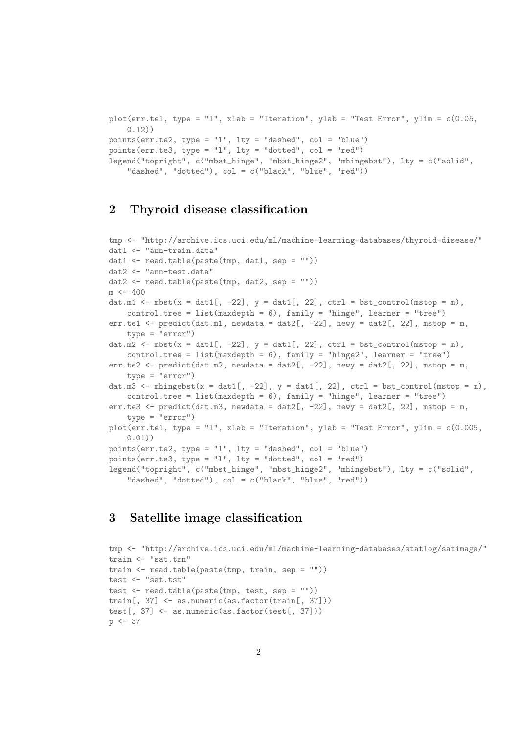```
plot(err.te1, type = "l", xlab = "Iteration", ylab = "Test Error", ylim = c(0.05,
    0.12))
points(err.te2, type = "l", lty = "dashed", col = "blue")
points(err.te3, type = "l", lty = "dotted", col = "red")
legend("topright", c("mbst_hinge", "mbst_hinge2", "mhingebst"), lty = c("solid",
    "dashed", "dotted"), col = c("black", "blue", "red"))
```

## 2 Thyroid disease classification

```
tmp <- "http://archive.ics.uci.edu/ml/machine-learning-databases/thyroid-disease/"
dat1 <- "ann-train.data"
dat1 <- read.table(paste(tmp, dat1, sep = ""))
dat2 <- "ann-test.data"
dat2 <- read.table(paste(tmp, dat2, sep = ""))
m <- 400
dat.m1 <- mbst(x = dat1[, -22], y = dat1[, 22], ctrl = bst_control(mstop = m),
    control.tree = list(maxdepth = 6), family = "hinge", learner = "tree")
err.te1 <- predict(dat.m1, newdata = dat2[, -22], newy = dat2[, 22], mstop = m,
    type = "error")
dat.m2 <- mbst(x = dat1[, -22], y = dat1[, 22], ctrl = bst_control(mstop = m),
    control.tree = list(maxdepth = 6), family = "hinge2", learner = "tree")
err.te2 <- predict(dat.m2, newdata = dat2[, -22], newy = dat2[, 22], mstop = m,
    type = "error")
dat.m3 <- mhingebst(x = dat1[, -22], y = dat1[, 22], ctrl = bst_control(mstop = m),
    control.tree = list(maxdepth = 6), family = "hinge", learner = "tree")
err.te3 <- predict(dat.m3, newdata = dat2[, -22], newy = dat2[, 22], mstop = m,
    type = "error")
plot(err.te1, type = "l", xlab = "Iteration", ylab = "Test Error", ylim = c(0.005,
    0.01))
points(err.te2, type = "l", lty = "dashed", col = "blue")
points(err.te3, type = "l", lty = "dotted", col = "red")
legend("topright", c("mbst_hinge", "mbst_hinge2", "mhingebst"), lty = c("solid",
    "dashed", "dotted"), col = c("black", "blue", "red"))
```

## 3 Satellite image classification

```
tmp <- "http://archive.ics.uci.edu/ml/machine-learning-databases/statlog/satimage/"
train <- "sat.trn"
train <- read.table(paste(tmp, train, sep = ""))
test <- "sat.tst"
test <- read.table(paste(tmp, test, sep = ""))
train[, 37] <- as.numeric(as.factor(train[, 37]))
test[, 37] <- as.numeric(as.factor(test[, 37]))
p <- 37
```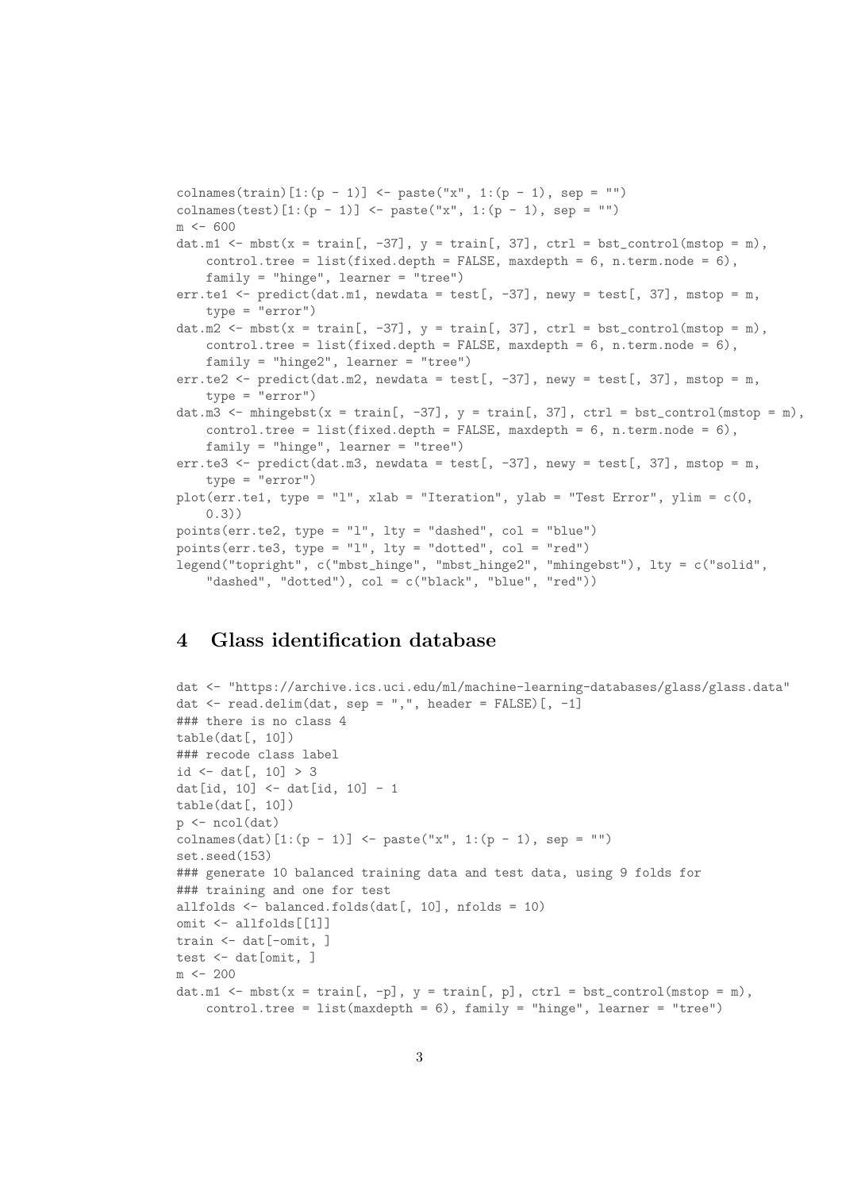```
colnames(train)[1:(p - 1)] <- paste("x", 1:(p - 1), sep = "")
colnames(test)[1:(p - 1)] <- paste("x", 1:(p - 1), sep = "")
m <- 600
dat.m1 <- mbst(x = train[, -37], y = train[, 37], ctrl = bst_control(mstop = m),
    control.tree = list(fixed.depth = FALSE, maxdepth = 6, n.term.node = 6),
    family = "hinge", learner = "tree")
err.te1 <- predict(dat.m1, newdata = test[, -37], newy = test[, 37], mstop = m,
    type = "error")
dat.m2 <- mbst(x = train[, -37], y = train[, 37], ctrl = bst_control(mstop = m),
    control.tree = list(fixed.depth = FALSE, maxdepth = 6, n.term.node = 6),
    family = "hinge2", learner = "tree")
err.te2 <- predict(dat.m2, newdata = test[, -37], newy = test[, 37], mstop = m,
    type = "error")
dat.m3 <- mhingebst(x = train[, -37], y = train[, 37], ctrl = bst_control(mstop = m),
    control.tree = list(fixed.depth = FALSE, maxdepth = 6, n.term.node = 6),
    family = "hinge", learner = "tree")
err.te3 <- predict(dat.m3, newdata = test[, -37], newy = test[, 37], mstop = m,
    type = "error")
plot(err.te1, type = "l", xlab = "Iteration", ylab = "Test Error", ylim = c(0,
    0.3))
points(err.te2, type = "l", lty = "dashed", col = "blue")
points(err.te3, type = "l", lty = "dotted", col = "red")
legend("topright", c("mbst_hinge", "mbst_hinge2", "mhingebst"), lty = c("solid",
    "dashed", "dotted"), col = c("black", "blue", "red"))
```

# 4 Glass identification database

```
dat <- "https://archive.ics.uci.edu/ml/machine-learning-databases/glass/glass.data"
dat <- read.delim(dat, sep = ",", header = FALSE)[, -1]
### there is no class 4
table(dat[, 10])
### recode class label
id <- dat[, 10] > 3
dat[id, 10] <- dat[id, 10] - 1
table(dat[, 10])
p <- ncol(dat)
colnames(dat)[1:(p - 1)] <- paste("x", 1:(p - 1), sep = "")
set.seed(153)
### generate 10 balanced training data and test data, using 9 folds for
### training and one for test
allfolds <- balanced.folds(dat[, 10], nfolds = 10)
omit <- allfolds[[1]]
train <- dat[-omit, ]
test <- dat[omit, ]
m <- 200
dat.m1 <- mbst(x = train[, -p], y = train[, p], ctrl = bst_control(mstop = m),
    control.tree = list(maxdepth = 6), family = "hinge", learner = "tree")
```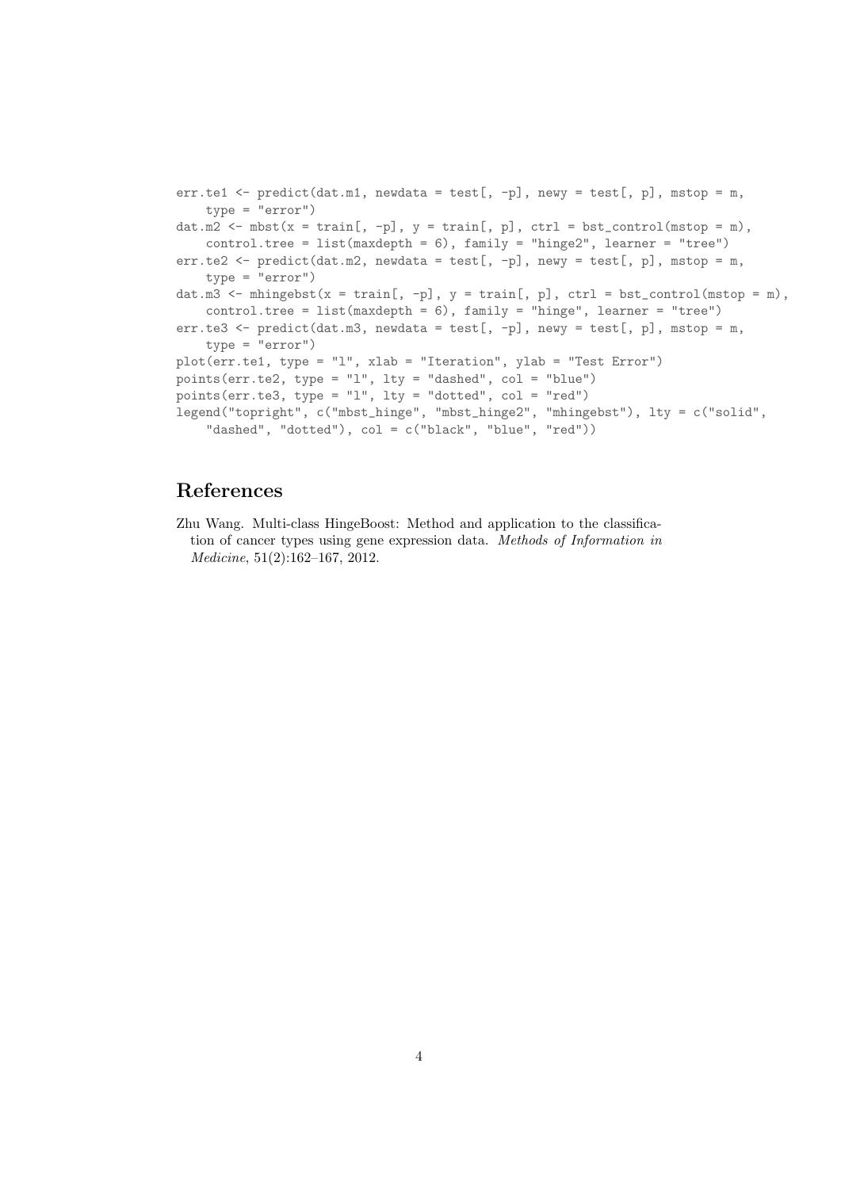```
err.te1 <- predict(dat.m1, newdata = test[, -p], newy = test[, p], mstop = m,
    type = "error")
dat.m2 <- mbst(x = train[, -p], y = train[, p], ctrl = bst_control(mstop = m),
    control.tree = list(maxdepth = 6), family = "hinge2", learner = "tree")
err.te2 <- predict(dat.m2, newdata = test[, -p], newy = test[, p], mstop = m,
    type = "error")
dat.m3 <- mhingebst(x = train[, -p], y = train[, p], ctrl = bst_control(mstop = m),
    control.tree = list(maxdepth = 6), family = "hinge", learner = "tree")
err.te3 <- predict(dat.m3, newdata = test[, -p], newy = test[, p], mstop = m,
    type = "error")
plot(err.te1, type = "l", xlab = "Iteration", ylab = "Test Error")
points(err.te2, type = "l", lty = "dashed", col = "blue")
points(err.te3, type = "l", lty = "dotted", col = "red")
legend("topright", c("mbst_hinge", "mbst_hinge2", "mhingebst"), lty = c("solid",
    "dashed", "dotted"), col = c("black", "blue", "red"))
```

## References

Zhu Wang. Multi-class HingeBoost: Method and application to the classification of cancer types using gene expression data. *Methods of Information in Medicine*, 51(2):162–167, 2012.